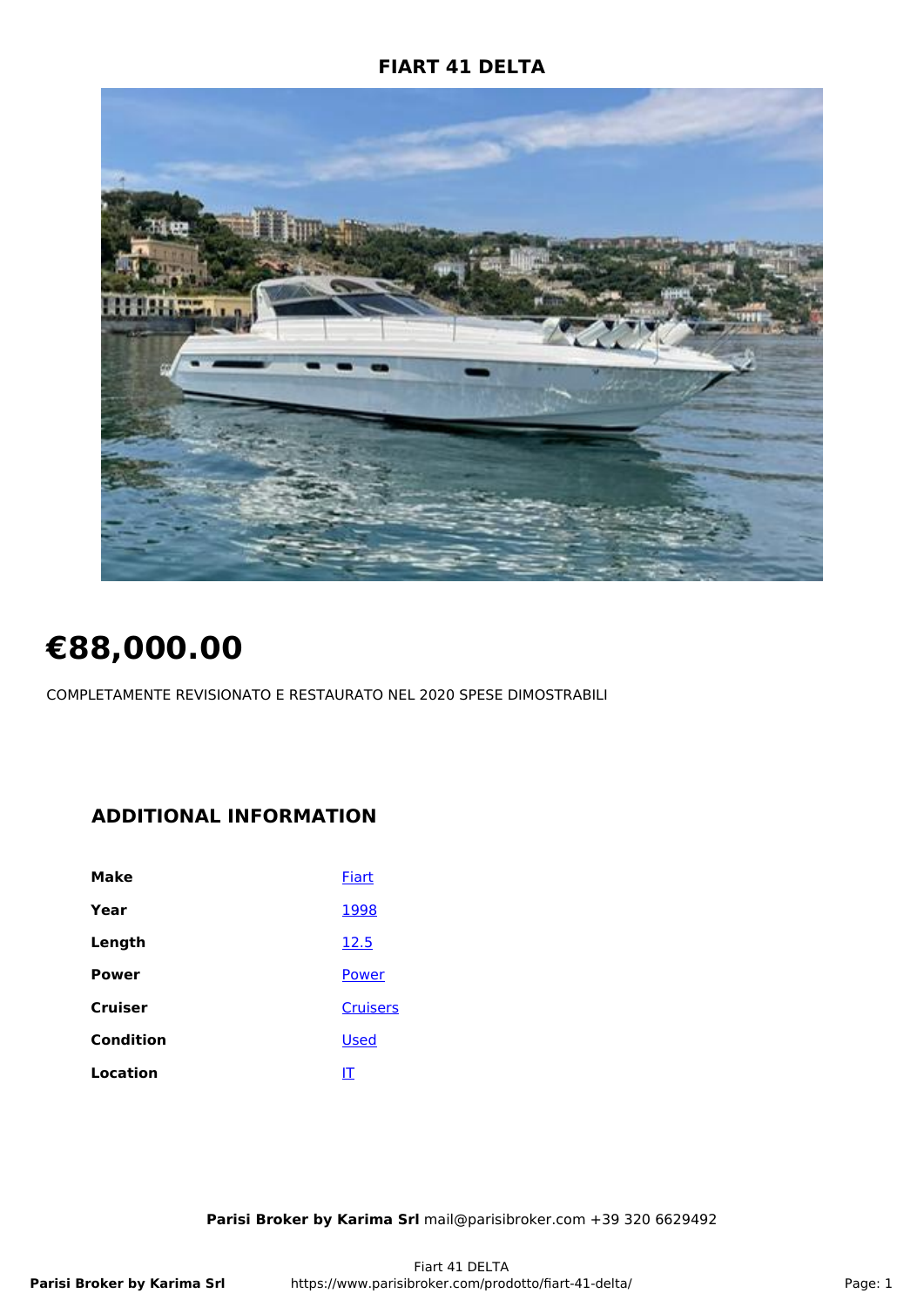# FIART 41 DELTA

# €88,000.00

COMPLETAMENTE REVISIONATO E RESTAURATO NEL 2020 SPESE DIMOSTRABILI

## ADDITIONAL INFORMATION

| | |
|---|---|
| **Make** | Fiart |
| **Year** | 1998 |
| **Length** | 12.5 |
| **Power** | Power |
| **Cruiser** | Cruisers |
| **Condition** | Used |
| **Location** | IT |

**Parisi Broker by Karima Srl** mail@parisibroker.com +39 320 6629492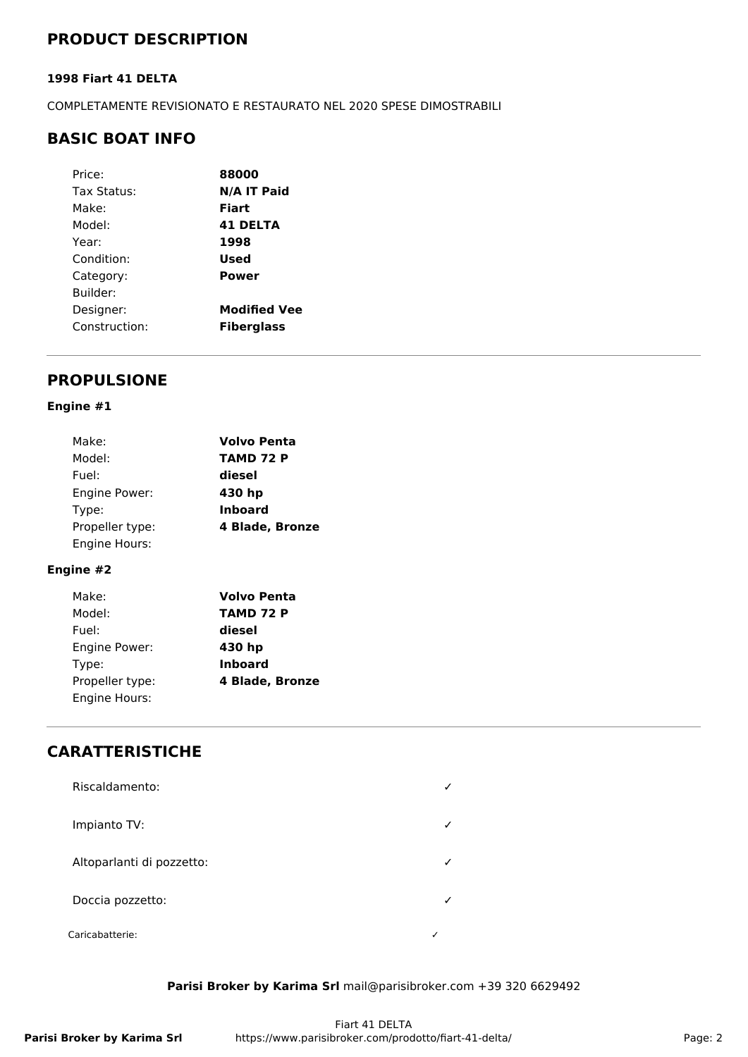## PRODUCT DESCRIPTION

**1998 Fiart 41 DELTA**

COMPLETAMENTE REVISIONATO E RESTAURATO NEL 2020 SPESE DIMOSTRABILI

## BASIC BOAT INFO

| | |
|---|---|
| Price: | **88000** |
| Tax Status: | **N/A IT Paid** |
| Make: | **Fiart** |
| Model: | **41 DELTA** |
| Year: | **1998** |
| Condition: | **Used** |
| Category: | **Power** |
| Builder: | |
| Designer: | **Modified Vee** |
| Construction: | **Fiberglass** |

## PROPULSIONE

**Engine #1**

| | |
|---|---|
| Make: | **Volvo Penta** |
| Model: | **TAMD 72 P** |
| Fuel: | **diesel** |
| Engine Power: | **430 hp** |
| Type: | **Inboard** |
| Propeller type: | **4 Blade, Bronze** |
| Engine Hours: | |

**Engine #2**

| | |
|---|---|
| Make: | **Volvo Penta** |
| Model: | **TAMD 72 P** |
| Fuel: | **diesel** |
| Engine Power: | **430 hp** |
| Type: | **Inboard** |
| Propeller type: | **4 Blade, Bronze** |
| Engine Hours: | |

## CARATTERISTICHE

| | |
|---|---|
| Riscaldamento: | ✓ |
| Impianto TV: | ✓ |
| Altoparlanti di pozzetto: | ✓ |
| Doccia pozzetto: | ✓ |
| Caricabatterie: | ✓ |

**Parisi Broker by Karima Srl** mail@parisibroker.com +39 320 6629492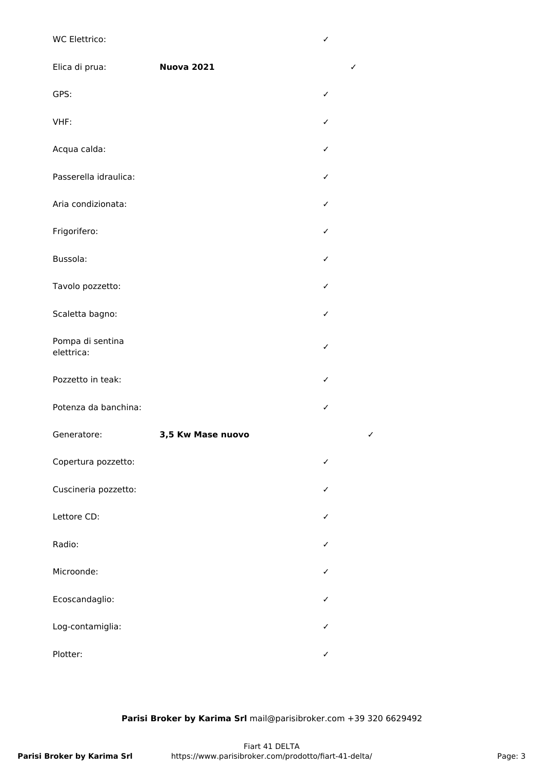| | | |
|---|---|---|
| WC Elettrico: | | ✓ |
| Elica di prua: | **Nuova 2021** | ✓ |
| GPS: | | ✓ |
| VHF: | | ✓ |
| Acqua calda: | | ✓ |
| Passerella idraulica: | | ✓ |
| Aria condizionata: | | ✓ |
| Frigorifero: | | ✓ |
| Bussola: | | ✓ |
| Tavolo pozzetto: | | ✓ |
| Scaletta bagno: | | ✓ |
| Pompa di sentina elettrica: | | ✓ |
| Pozzetto in teak: | | ✓ |
| Potenza da banchina: | | ✓ |
| Generatore: | **3,5 Kw Mase nuovo** | ✓ |
| Copertura pozzetto: | | ✓ |
| Cuscineria pozzetto: | | ✓ |
| Lettore CD: | | ✓ |
| Radio: | | ✓ |
| Microonde: | | ✓ |
| Ecoscandaglio: | | ✓ |
| Log-contamiglia: | | ✓ |
| Plotter: | | ✓ |

**Parisi Broker by Karima Srl** mail@parisibroker.com +39 320 6629492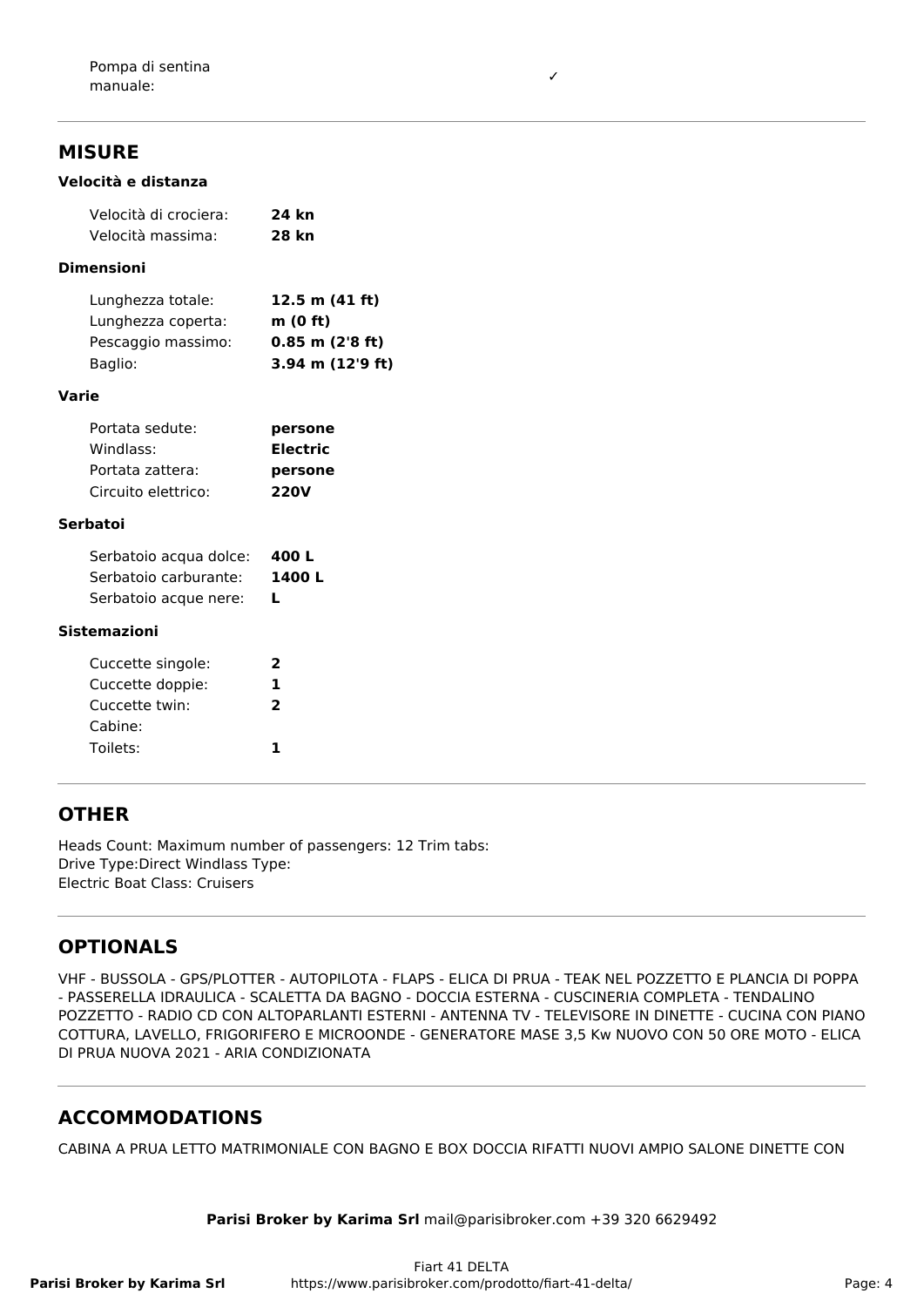| | |
|---|---|
| Pompa di sentina manuale: | ✓ |

## MISURE

### Velocità e distanza

| | |
|---|---|
| Velocità di crociera: | **24 kn** |
| Velocità massima: | **28 kn** |

### Dimensioni

| | |
|---|---|
| Lunghezza totale: | **12.5 m (41 ft)** |
| Lunghezza coperta: | **m (0 ft)** |
| Pescaggio massimo: | **0.85 m (2'8 ft)** |
| Baglio: | **3.94 m (12'9 ft)** |

### Varie

| | |
|---|---|
| Portata sedute: | **persone** |
| Windlass: | **Electric** |
| Portata zattera: | **persone** |
| Circuito elettrico: | **220V** |

### Serbatoi

| | |
|---|---|
| Serbatoio acqua dolce: | **400 L** |
| Serbatoio carburante: | **1400 L** |
| Serbatoio acque nere: | **L** |

### Sistemazioni

| | |
|---|---|
| Cuccette singole: | **2** |
| Cuccette doppie: | **1** |
| Cuccette twin: | **2** |
| Cabine: | |
| Toilets: | **1** |

## OTHER

Heads Count: Maximum number of passengers: 12 Trim tabs:
Drive Type:Direct Windlass Type:
Electric Boat Class: Cruisers

## OPTIONALS

VHF - BUSSOLA - GPS/PLOTTER - AUTOPILOTA - FLAPS - ELICA DI PRUA - TEAK NEL POZZETTO E PLANCIA DI POPPA - PASSERELLA IDRAULICA - SCALETTA DA BAGNO - DOCCIA ESTERNA - CUSCINERIA COMPLETA - TENDALINO POZZETTO - RADIO CD CON ALTOPARLANTI ESTERNI - ANTENNA TV - TELEVISORE IN DINETTE - CUCINA CON PIANO COTTURA, LAVELLO, FRIGORIFERO E MICROONDE - GENERATORE MASE 3,5 Kw NUOVO CON 50 ORE MOTO - ELICA DI PRUA NUOVA 2021 - ARIA CONDIZIONATA

## ACCOMMODATIONS

CABINA A PRUA LETTO MATRIMONIALE CON BAGNO E BOX DOCCIA RIFATTI NUOVI AMPIO SALONE DINETTE CON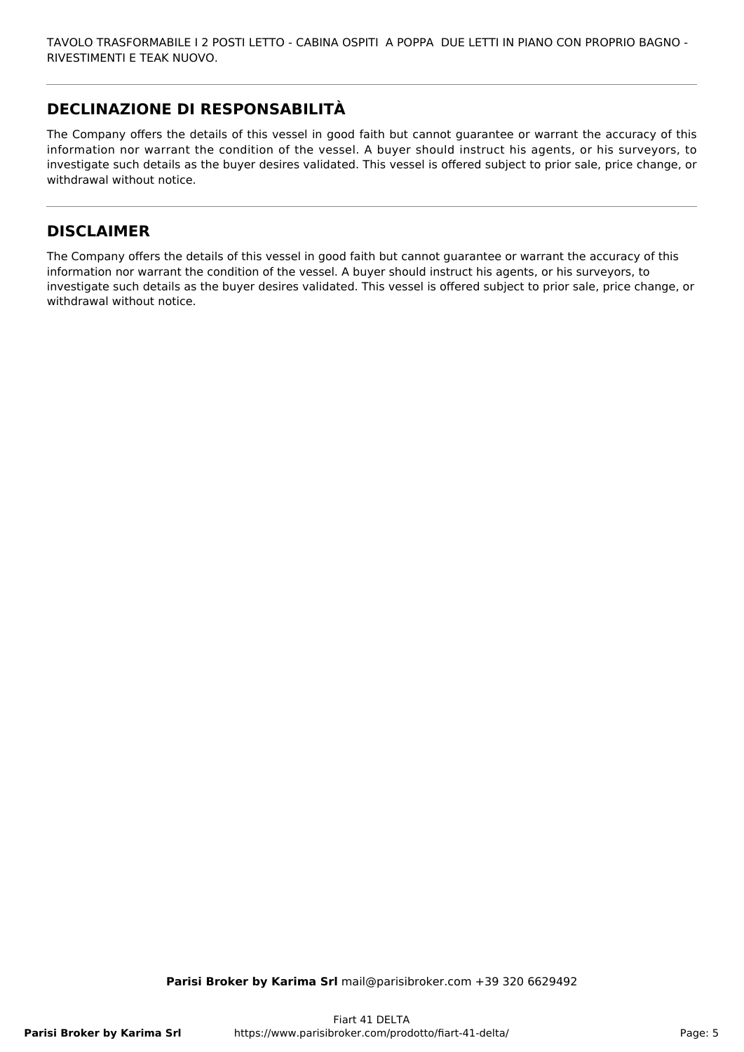TAVOLO TRASFORMABILE I 2 POSTI LETTO - CABINA OSPITI A POPPA DUE LETTI IN PIANO CON PROPRIO BAGNO - RIVESTIMENTI E TEAK NUOVO.

## DECLINAZIONE DI RESPONSABILITÀ

The Company offers the details of this vessel in good faith but cannot guarantee or warrant the accuracy of this information nor warrant the condition of the vessel. A buyer should instruct his agents, or his surveyors, to investigate such details as the buyer desires validated. This vessel is offered subject to prior sale, price change, or withdrawal without notice.

## DISCLAIMER

The Company offers the details of this vessel in good faith but cannot guarantee or warrant the accuracy of this information nor warrant the condition of the vessel. A buyer should instruct his agents, or his surveyors, to investigate such details as the buyer desires validated. This vessel is offered subject to prior sale, price change, or withdrawal without notice.

**Parisi Broker by Karima Srl** mail@parisibroker.com +39 320 6629492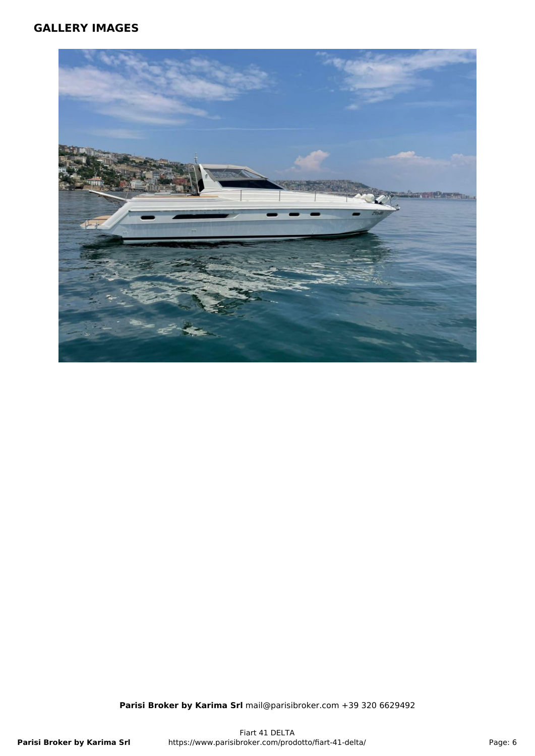## GALLERY IMAGES

**Parisi Broker by Karima Srl** mail@parisibroker.com +39 320 6629492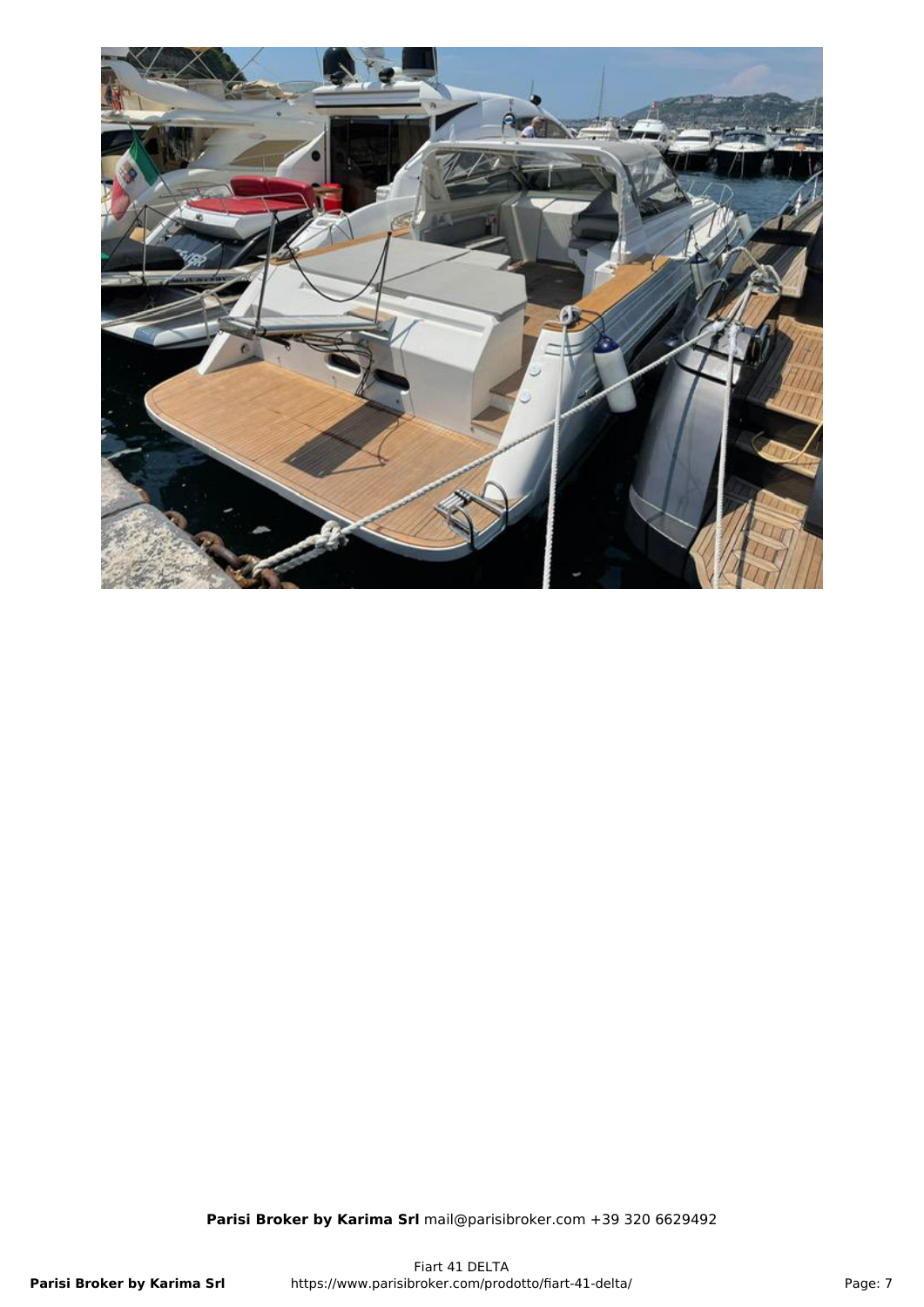**Parisi Broker by Karima Srl** mail@parisibroker.com +39 320 6629492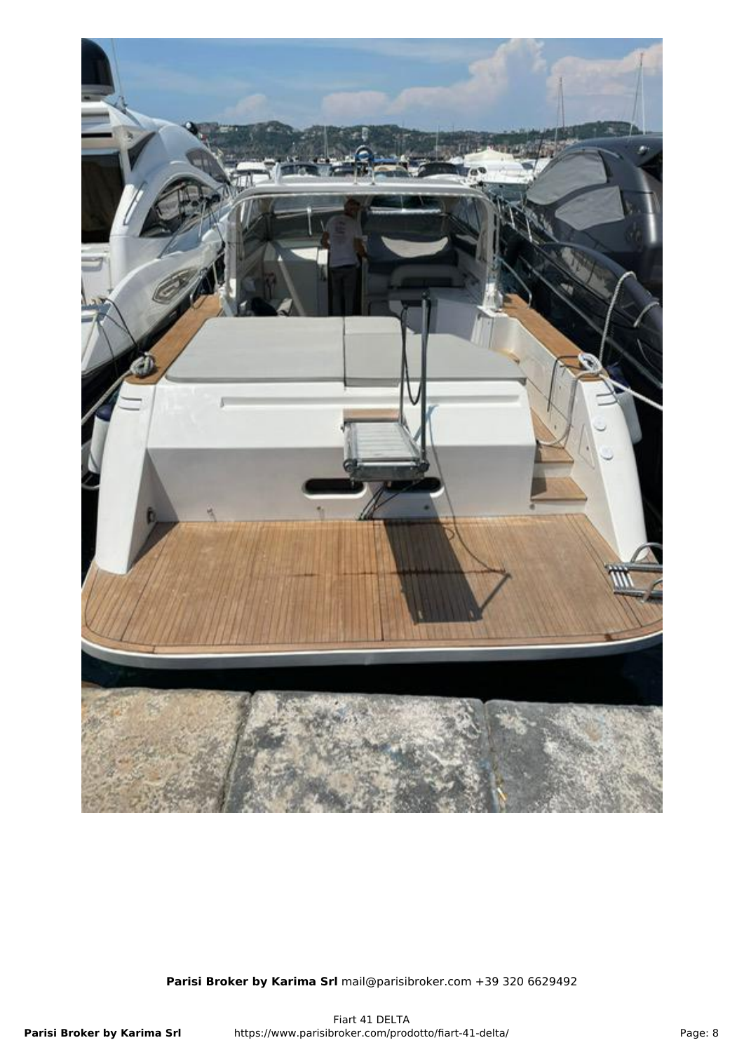**Parisi Broker by Karima Srl** mail@parisibroker.com +39 320 6629492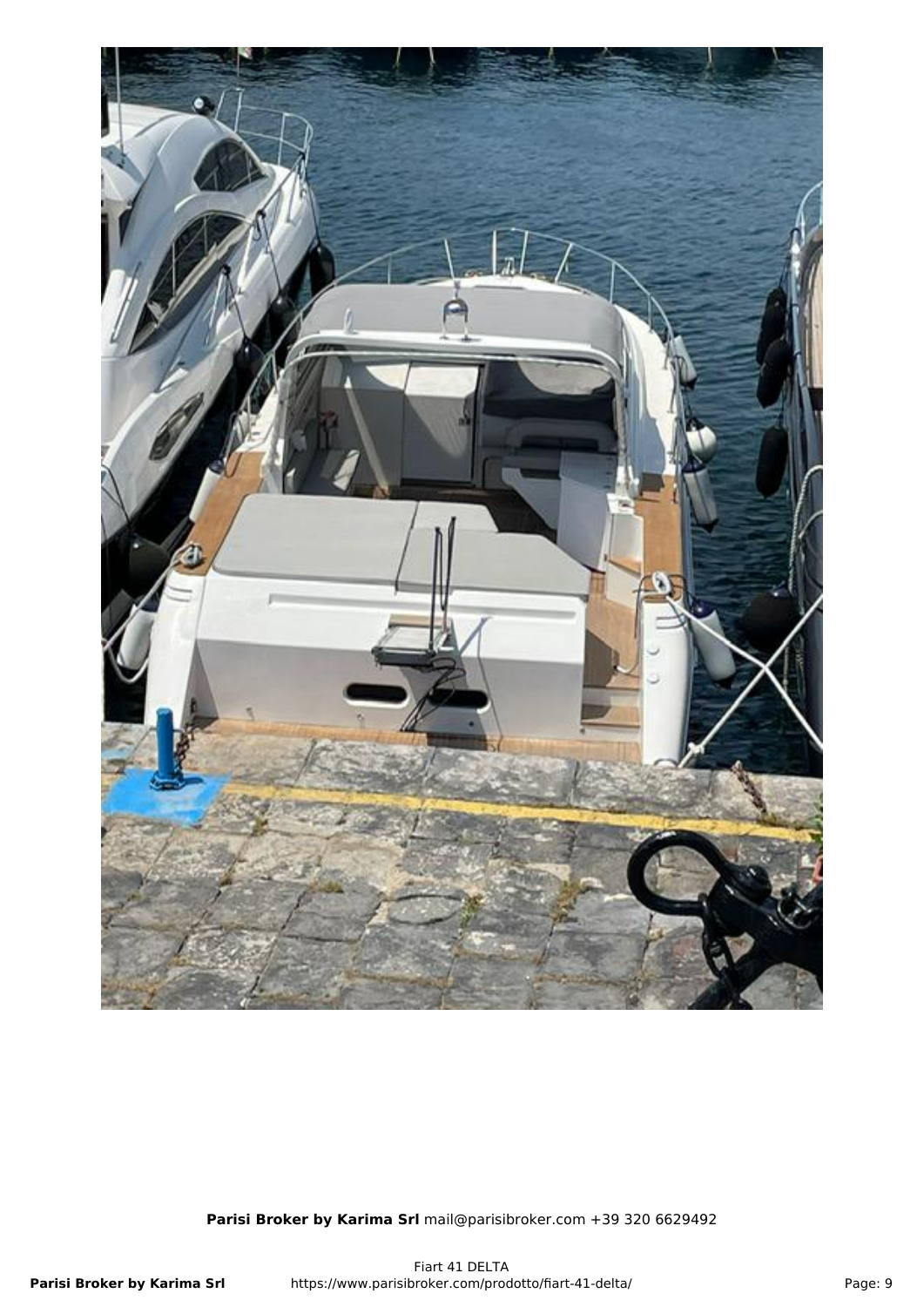**Parisi Broker by Karima Srl** mail@parisibroker.com +39 320 6629492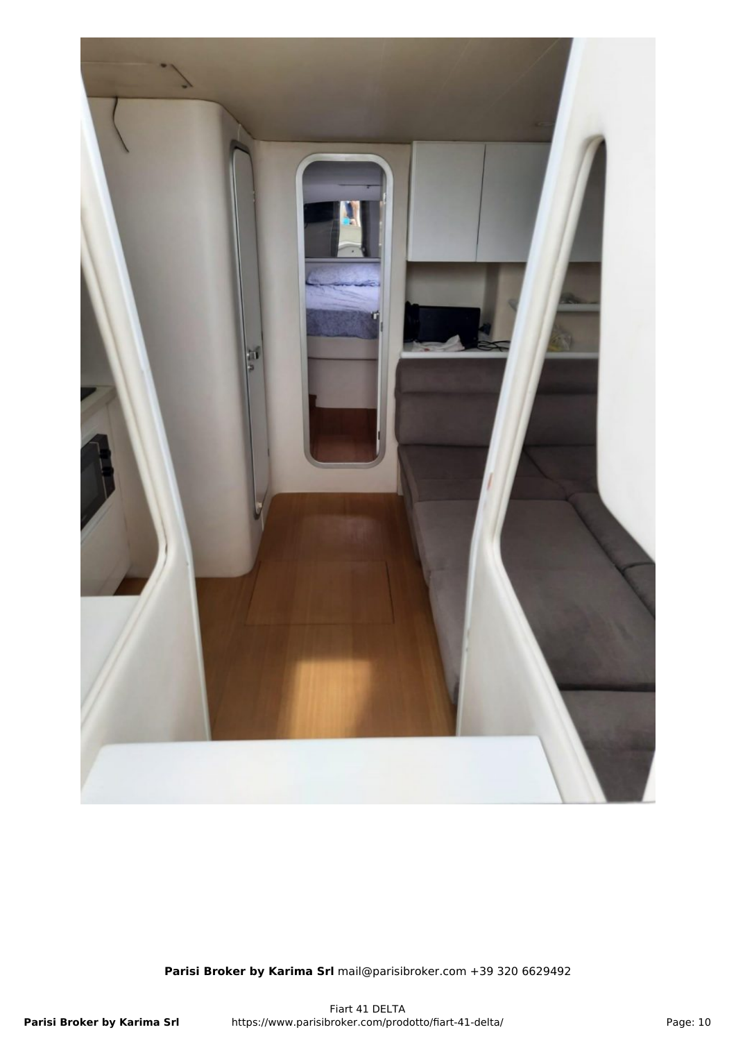**Parisi Broker by Karima Srl** mail@parisibroker.com +39 320 6629492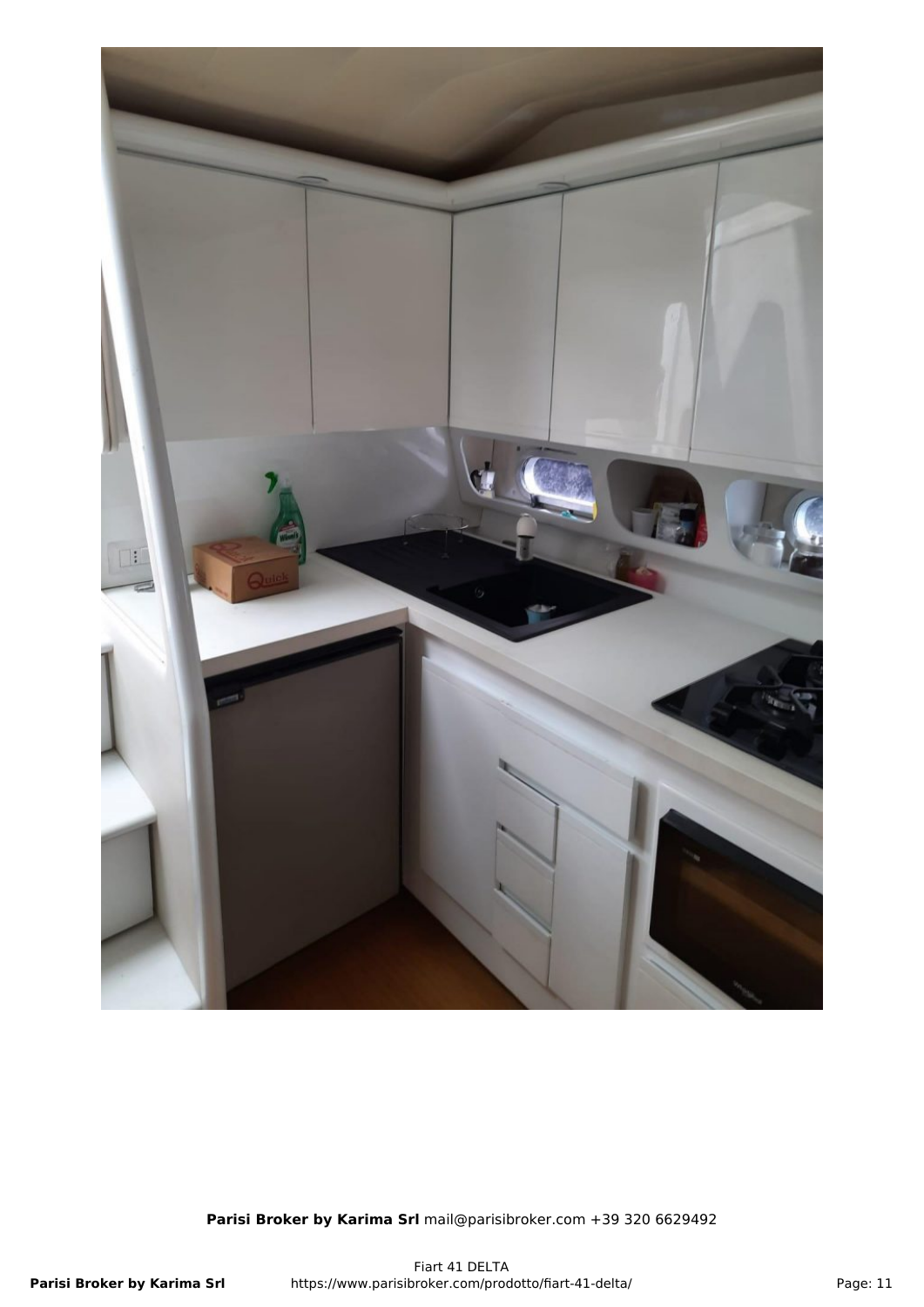**Parisi Broker by Karima Srl** mail@parisibroker.com +39 320 6629492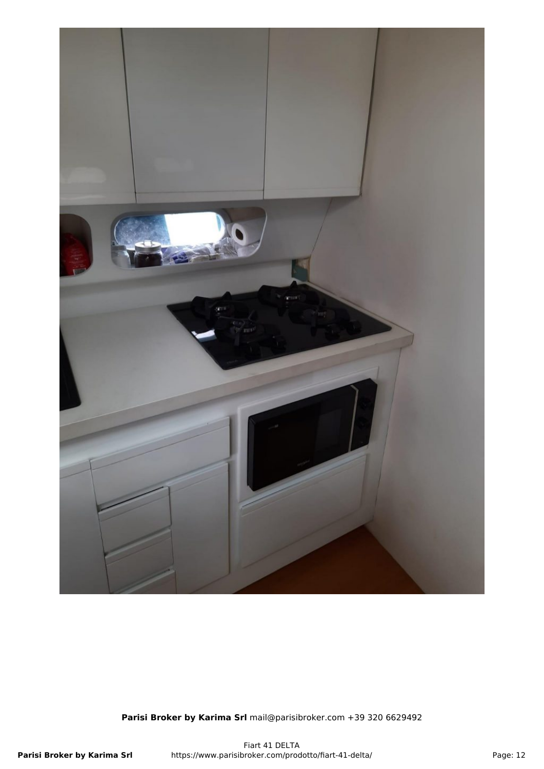**Parisi Broker by Karima Srl** mail@parisibroker.com +39 320 6629492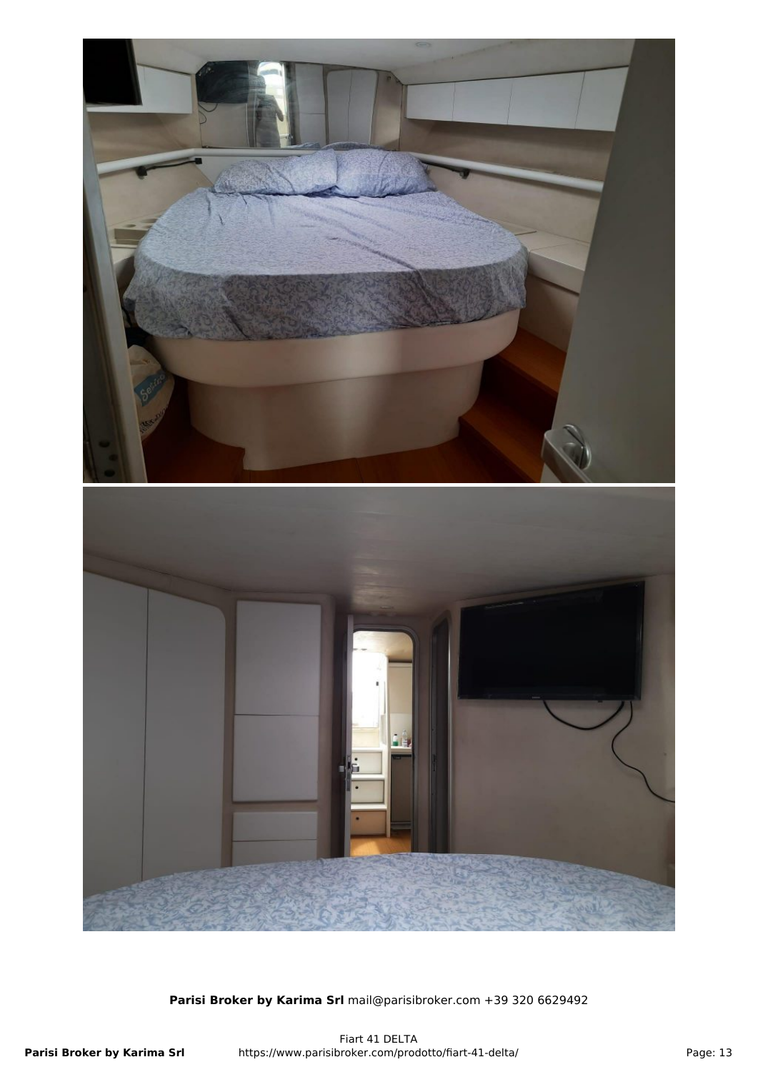**Parisi Broker by Karima Srl** mail@parisibroker.com +39 320 6629492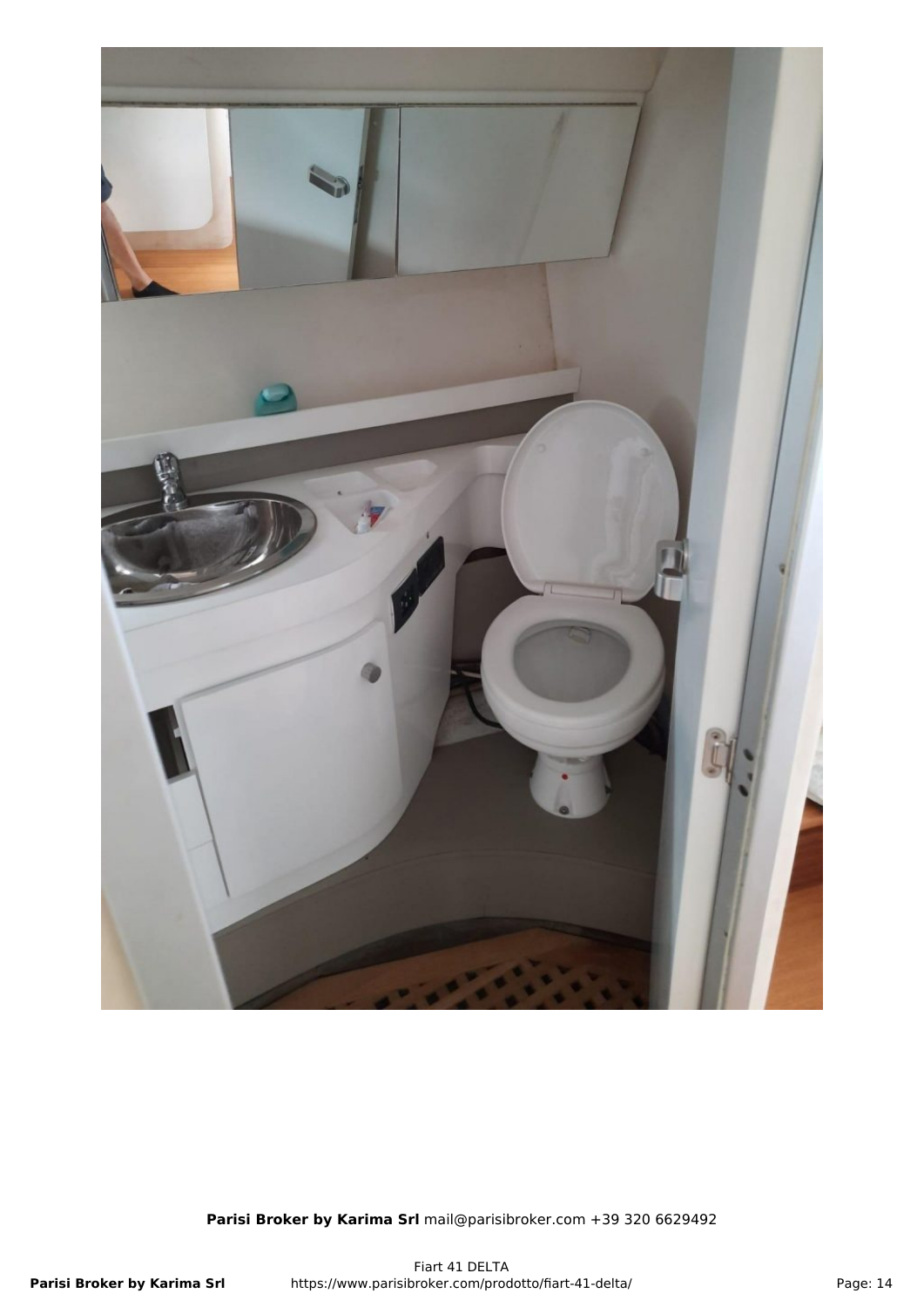**Parisi Broker by Karima Srl** mail@parisibroker.com +39 320 6629492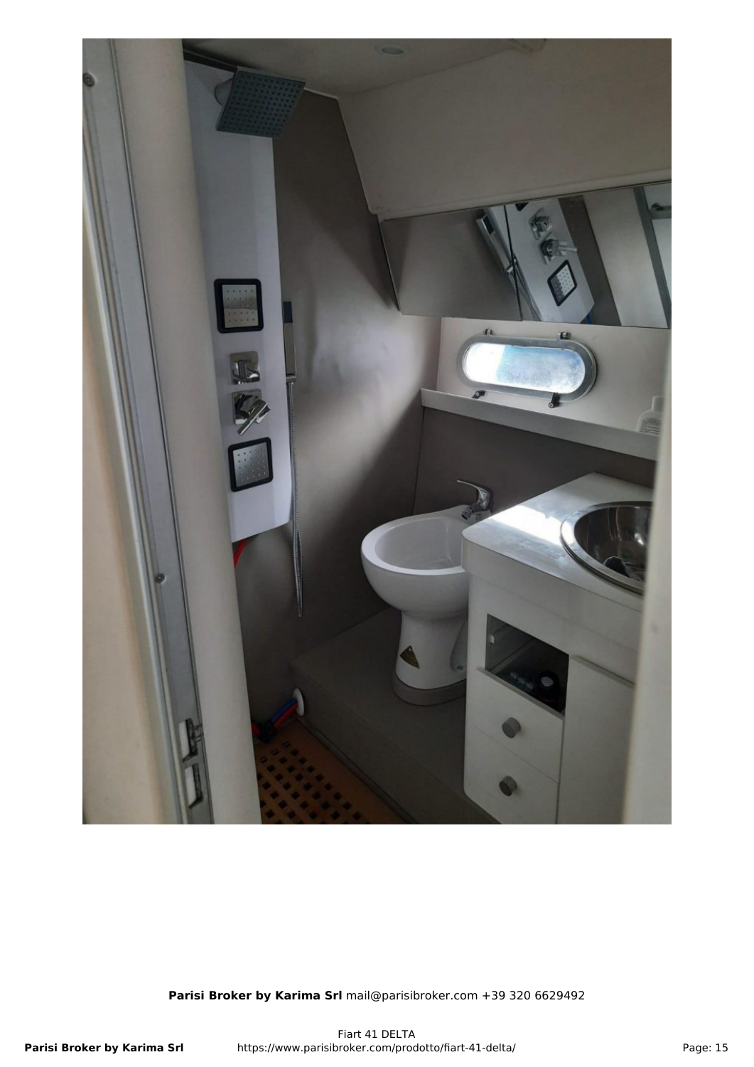**Parisi Broker by Karima Srl** mail@parisibroker.com +39 320 6629492